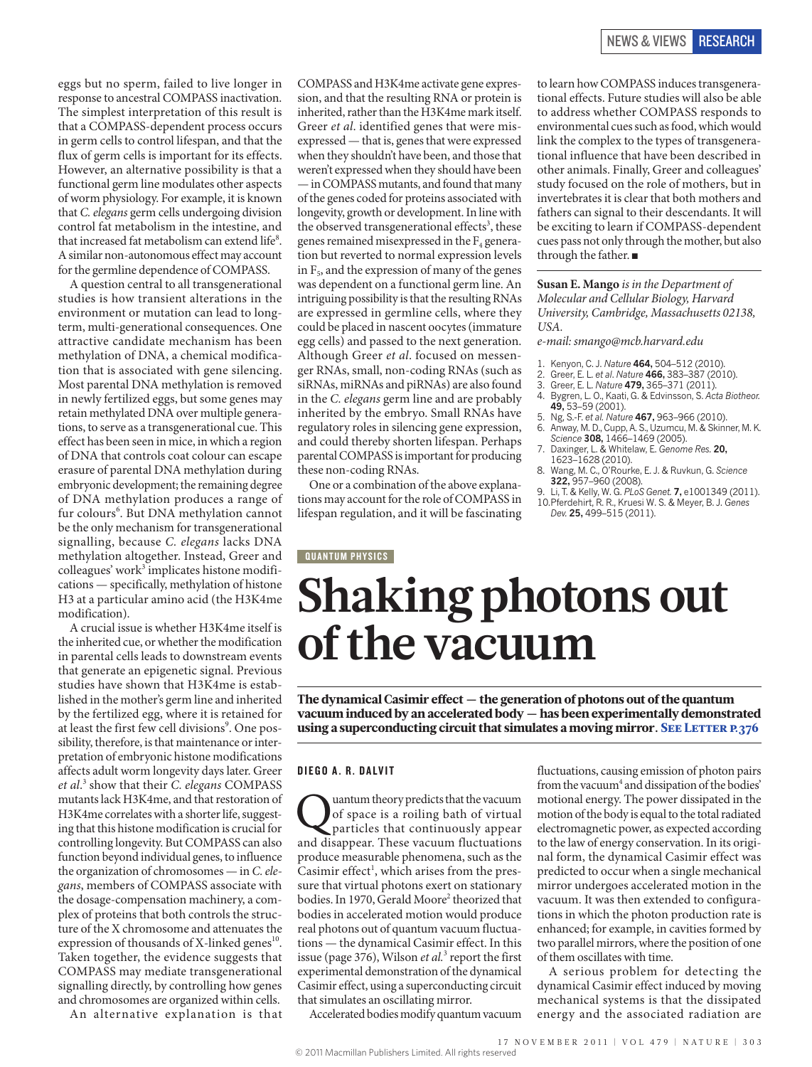eggs but no sperm, failed to live longer in response to ancestral COMPASS inactivation. The simplest interpretation of this result is that a COMPASS-dependent process occurs in germ cells to control lifespan, and that the flux of germ cells is important for its effects. However, an alternative possibility is that a functional germ line modulates other aspects of worm physiology. For example, it is known that *C. elegans* germ cells undergoing division control fat metabolism in the intestine, and that increased fat metabolism can extend life[8]. A similar non-autonomous effect may account for the germline dependence of COMPASS.

A question central to all transgenerational studies is how transient alterations in the environment or mutation can lead to long-term, multi-generational consequences. One attractive candidate mechanism has been methylation of DNA, a chemical modification that is associated with gene silencing. Most parental DNA methylation is removed in newly fertilized eggs, but some genes may retain methylated DNA over multiple generations, to serve as a transgenerational cue. This effect has been seen in mice, in which a region of DNA that controls coat colour can escape erasure of parental DNA methylation during embryonic development; the remaining degree of DNA methylation produces a range of fur colours[6]. But DNA methylation cannot be the only mechanism for transgenerational signalling, because *C. elegans* lacks DNA methylation altogether. Instead, Greer and colleagues' work[3] implicates histone modifications — specifically, methylation of histone H3 at a particular amino acid (the H3K4me modification).

A crucial issue is whether H3K4me itself is the inherited cue, or whether the modification in parental cells leads to downstream events that generate an epigenetic signal. Previous studies have shown that H3K4me is established in the mother's germ line and inherited by the fertilized egg, where it is retained for at least the first few cell divisions[9]. One possibility, therefore, is that maintenance or interpretation of embryonic histone modifications affects adult worm longevity days later. Greer *et al.*[3] show that their *C. elegans* COMPASS mutants lack H3K4me, and that restoration of H3K4me correlates with a shorter life, suggesting that this histone modification is crucial for controlling longevity. But COMPASS can also function beyond individual genes, to influence the organization of chromosomes — in *C. elegans*, members of COMPASS associate with the dosage-compensation machinery, a complex of proteins that both controls the structure of the X chromosome and attenuates the expression of thousands of X-linked genes[10]. Taken together, the evidence suggests that COMPASS may mediate transgenerational signalling directly, by controlling how genes and chromosomes are organized within cells.

An alternative explanation is that COMPASS and H3K4me activate gene expression, and that the resulting RNA or protein is inherited, rather than the H3K4me mark itself. Greer *et al.* identified genes that were misexpressed — that is, genes that were expressed when they shouldn't have been, and those that weren't expressed when they should have been — in COMPASS mutants, and found that many of the genes coded for proteins associated with longevity, growth or development. In line with the observed transgenerational effects[3], these genes remained misexpressed in the $F_4$ generation but reverted to normal expression levels in $F_5$, and the expression of many of the genes was dependent on a functional germ line. An intriguing possibility is that the resulting RNAs are expressed in germline cells, where they could be placed in nascent oocytes (immature egg cells) and passed to the next generation. Although Greer *et al.* focused on messenger RNAs, small, non-coding RNAs (such as siRNAs, miRNAs and piRNAs) are also found in the *C. elegans* germ line and are probably inherited by the embryo. Small RNAs have regulatory roles in silencing gene expression, and could thereby shorten lifespan. Perhaps parental COMPASS is important for producing these non-coding RNAs.

One or a combination of the above explanations may account for the role of COMPASS in lifespan regulation, and it will be fascinating to learn how COMPASS induces transgenerational effects. Future studies will also be able to address whether COMPASS responds to environmental cues such as food, which would link the complex to the types of transgenerational influence that have been described in other animals. Finally, Greer and colleagues' study focused on the role of mothers, but in invertebrates it is clear that both mothers and fathers can signal to their descendants. It will be exciting to learn if COMPASS-dependent cues pass not only through the mother, but also through the father. ■

**Susan E. Mango** *is in the Department of Molecular and Cellular Biology, Harvard University, Cambridge, Massachusetts 02138, USA.*
*e-mail: smango@mcb.harvard.edu*

1. Kenyon, C. J. *Nature* **464,** 504–512 (2010).
2. Greer, E. L. *et al. Nature* **466,** 383–387 (2010).
3. Greer, E. L. *Nature* **479,** 365–371 (2011).
4. Bygren, L. O., Kaati, G. & Edvinsson, S. *Acta Biotheor.* **49,** 53–59 (2001).
5. Ng, S.-F. *et al. Nature* **467,** 963–966 (2010).
6. Anway, M. D., Cupp, A. S., Uzumcu, M. & Skinner, M. K. *Science* **308,** 1466–1469 (2005).
7. Daxinger, L. & Whitelaw, E. *Genome Res.* **20,** 1623–1628 (2010).
8. Wang, M. C., O'Rourke, E. J. & Ruvkun, G. *Science* **322,** 957–960 (2008).
9. Li, T. & Kelly, W. G. *PLoS Genet.* **7,** e1001349 (2011).
10. Pferdehirt, R. R., Kruesi W. S. & Meyer, B. J. *Genes Dev.* **25,** 499–515 (2011).

QUANTUM PHYSICS

# Shaking photons out of the vacuum

**The dynamical Casimir effect — the generation of photons out of the quantum vacuum induced by an accelerated body — has been experimentally demonstrated using a superconducting circuit that simulates a moving mirror. See Letter p.376**

DIEGO A. R. DALVIT

Quantum theory predicts that the vacuum of space is a roiling bath of virtual particles that continuously appear and disappear. These vacuum fluctuations produce measurable phenomena, such as the Casimir effect[1], which arises from the pressure that virtual photons exert on stationary bodies. In 1970, Gerald Moore[2] theorized that bodies in accelerated motion would produce real photons out of quantum vacuum fluctuations — the dynamical Casimir effect. In this issue (page 376), Wilson *et al.*[3] report the first experimental demonstration of the dynamical Casimir effect, using a superconducting circuit that simulates an oscillating mirror.

Accelerated bodies modify quantum vacuum fluctuations, causing emission of photon pairs from the vacuum[4] and dissipation of the bodies' motional energy. The power dissipated in the motion of the body is equal to the total radiated electromagnetic power, as expected according to the law of energy conservation. In its original form, the dynamical Casimir effect was predicted to occur when a single mechanical mirror undergoes accelerated motion in the vacuum. It was then extended to configurations in which the photon production rate is enhanced; for example, in cavities formed by two parallel mirrors, where the position of one of them oscillates with time.

A serious problem for detecting the dynamical Casimir effect induced by moving mechanical systems is that the dissipated energy and the associated radiation are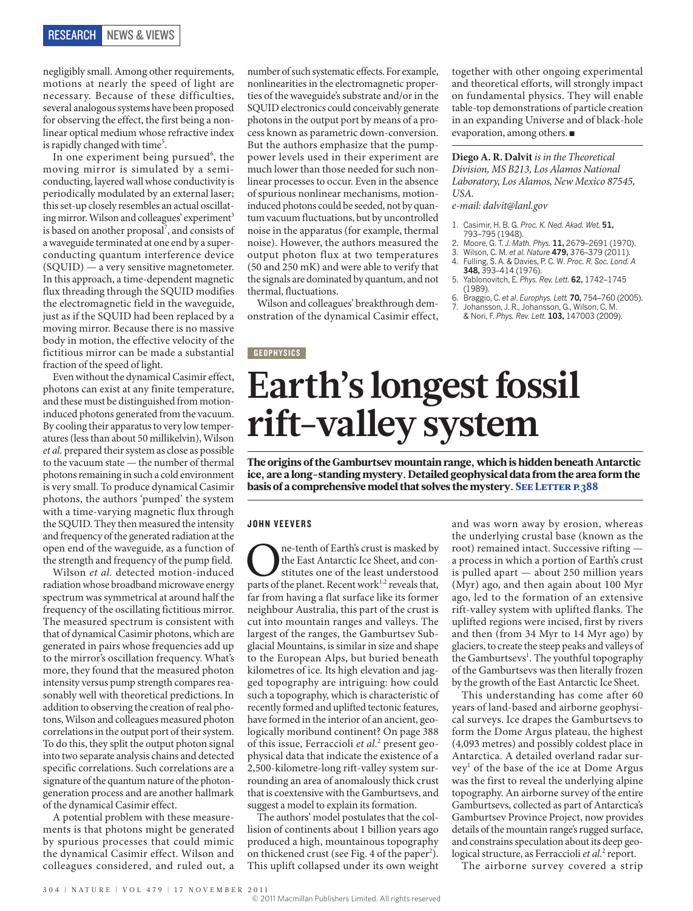negligibly small. Among other requirements, motions at nearly the speed of light are necessary. Because of these difficulties, several analogous systems have been proposed for observing the effect, the first being a nonlinear optical medium whose refractive index is rapidly changed with time[5].

In one experiment being pursued[6], the moving mirror is simulated by a semiconducting, layered wall whose conductivity is periodically modulated by an external laser; this set-up closely resembles an actual oscillating mirror. Wilson and colleagues' experiment[3] is based on another proposal[7], and consists of a waveguide terminated at one end by a superconducting quantum interference device (SQUID) — a very sensitive magnetometer. In this approach, a time-dependent magnetic flux threading through the SQUID modifies the electromagnetic field in the waveguide, just as if the SQUID had been replaced by a moving mirror. Because there is no massive body in motion, the effective velocity of the fictitious mirror can be made a substantial fraction of the speed of light.

Even without the dynamical Casimir effect, photons can exist at any finite temperature, and these must be distinguished from motion-induced photons generated from the vacuum. By cooling their apparatus to very low temperatures (less than about 50 millikelvin), Wilson *et al.* prepared their system as close as possible to the vacuum state — the number of thermal photons remaining in such a cold environment is very small. To produce dynamical Casimir photons, the authors 'pumped' the system with a time-varying magnetic flux through the SQUID. They then measured the intensity and frequency of the generated radiation at the open end of the waveguide, as a function of the strength and frequency of the pump field.

Wilson *et al.* detected motion-induced radiation whose broadband microwave energy spectrum was symmetrical at around half the frequency of the oscillating fictitious mirror. The measured spectrum is consistent with that of dynamical Casimir photons, which are generated in pairs whose frequencies add up to the mirror's oscillation frequency. What's more, they found that the measured photon intensity versus pump strength compares reasonably well with theoretical predictions. In addition to observing the creation of real photons, Wilson and colleagues measured photon correlations in the output port of their system. To do this, they split the output photon signal into two separate analysis chains and detected specific correlations. Such correlations are a signature of the quantum nature of the photon-generation process and are another hallmark of the dynamical Casimir effect.

A potential problem with these measurements is that photons might be generated by spurious processes that could mimic the dynamical Casimir effect. Wilson and colleagues considered, and ruled out, a number of such systematic effects. For example, nonlinearities in the electromagnetic properties of the waveguide's substrate and/or in the SQUID electronics could conceivably generate photons in the output port by means of a process known as parametric down-conversion. But the authors emphasize that the pump-power levels used in their experiment are much lower than those needed for such nonlinear processes to occur. Even in the absence of spurious nonlinear mechanisms, motion-induced photons could be seeded, not by quantum vacuum fluctuations, but by uncontrolled noise in the apparatus (for example, thermal noise). However, the authors measured the output photon flux at two temperatures (50 and 250 mK) and were able to verify that the signals are dominated by quantum, and not thermal, fluctuations.

Wilson and colleagues' breakthrough demonstration of the dynamical Casimir effect, together with other ongoing experimental and theoretical efforts, will strongly impact on fundamental physics. They will enable table-top demonstrations of particle creation in an expanding Universe and of black-hole evaporation, among others. ■

**Diego A. R. Dalvit** *is in the Theoretical Division, MS B213, Los Alamos National Laboratory, Los Alamos, New Mexico 87545, USA.*
*e-mail: dalvit@lanl.gov*

1. Casimir, H. B. G. *Proc. K. Ned. Akad. Wet.* **51,** 793–795 (1948).
2. Moore, G. T. *J. Math. Phys.* **11,** 2679–2691 (1970).
3. Wilson, C. M. *et al. Nature* **479,** 376–379 (2011).
4. Fulling, S. A. & Davies, P. C. W. *Proc. R. Soc. Lond. A* **348,** 393–414 (1976).
5. Yablonovitch, E. *Phys. Rev. Lett.* **62,** 1742–1745 (1989).
6. Braggio, C. *et al. Europhys. Lett.* **70,** 754–760 (2005).
7. Johansson, J. R., Johansson, G., Wilson, C. M. & Nori, F. *Phys. Rev. Lett.* **103,** 147003 (2009).

GEOPHYSICS

# Earth's longest fossil rift-valley system

**The origins of the Gamburtsev mountain range, which is hidden beneath Antarctic ice, are a long-standing mystery. Detailed geophysical data from the area form the basis of a comprehensive model that solves the mystery. See Letter p.388**

JOHN VEEVERS

One-tenth of Earth's crust is masked by the East Antarctic Ice Sheet, and constitutes one of the least understood parts of the planet. Recent work[1,2] reveals that, far from having a flat surface like its former neighbour Australia, this part of the crust is cut into mountain ranges and valleys. The largest of the ranges, the Gamburtsev Subglacial Mountains, is similar in size and shape to the European Alps, but buried beneath kilometres of ice. Its high elevation and jagged topography are intriguing: how could such a topography, which is characteristic of recently formed and uplifted tectonic features, have formed in the interior of an ancient, geologically moribund continent? On page 388 of this issue, Ferraccioli *et al.*[2] present geophysical data that indicate the existence of a 2,500-kilometre-long rift-valley system surrounding an area of anomalously thick crust that is coextensive with the Gamburtsevs, and suggest a model to explain its formation.

The authors' model postulates that the collision of continents about 1 billion years ago produced a high, mountainous topography on thickened crust (see Fig. 4 of the paper[2]). This uplift collapsed under its own weight and was worn away by erosion, whereas the underlying crustal base (known as the root) remained intact. Successive rifting — a process in which a portion of Earth's crust is pulled apart — about 250 million years (Myr) ago, and then again about 100 Myr ago, led to the formation of an extensive rift-valley system with uplifted flanks. The uplifted regions were incised, first by rivers and then (from 34 Myr to 14 Myr ago) by glaciers, to create the steep peaks and valleys of the Gamburtsevs[1]. The youthful topography of the Gamburtsevs was then literally frozen by the growth of the East Antarctic Ice Sheet.

This understanding has come after 60 years of land-based and airborne geophysical surveys. Ice drapes the Gamburtsevs to form the Dome Argus plateau, the highest (4,093 metres) and possibly coldest place in Antarctica. A detailed overland radar survey[1] of the base of the ice at Dome Argus was the first to reveal the underlying alpine topography. An airborne survey of the entire Gamburtsevs, collected as part of Antarctica's Gamburtsev Province Project, now provides details of the mountain range's rugged surface, and constrains speculation about its deep geological structure, as Ferraccioli *et al.*[2] report.

The airborne survey covered a strip